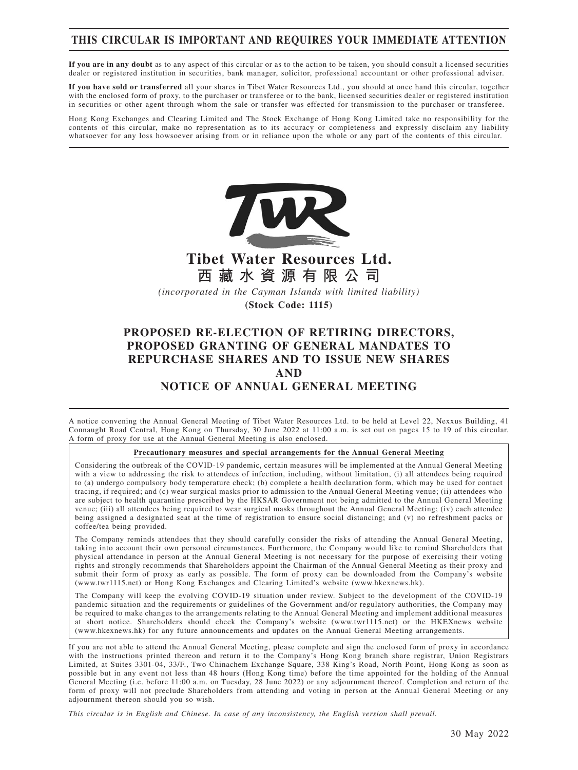# THIS CIRCULAR IS IMPORTANT AND REQUIRES YOUR IMMEDIATE ATTENTION

**If you are in any doubt** as to any aspect of this circular or as to the action to be taken, you should consult a licensed securities dealer or registered institution in securities, bank manager, solicitor, professional accountant or other professional adviser.

**If you have sold or transferred** all your shares in Tibet Water Resources Ltd., you should at once hand this circular, together with the enclosed form of proxy, to the purchaser or transferee or to the bank, licensed securities dealer or registered institution in securities or other agent through whom the sale or transfer was effected for transmission to the purchaser or transferee.

Hong Kong Exchanges and Clearing Limited and The Stock Exchange of Hong Kong Limited take no responsibility for the contents of this circular, make no representation as to its accuracy or completeness and expressly disclaim any liability whatsoever for any loss howsoever arising from or in reliance upon the whole or any part of the contents of this circular.

# Tibet Water Resources Ltd.
# 西藏水資源有限公司

*(incorporated in the Cayman Islands with limited liability)*

**(Stock Code: 1115)**

## PROPOSED RE-ELECTION OF RETIRING DIRECTORS, PROPOSED GRANTING OF GENERAL MANDATES TO REPURCHASE SHARES AND TO ISSUE NEW SHARES AND NOTICE OF ANNUAL GENERAL MEETING

A notice convening the Annual General Meeting of Tibet Water Resources Ltd. to be held at Level 22, Nexxus Building, 41 Connaught Road Central, Hong Kong on Thursday, 30 June 2022 at 11:00 a.m. is set out on pages 15 to 19 of this circular. A form of proxy for use at the Annual General Meeting is also enclosed.

**Precautionary measures and special arrangements for the Annual General Meeting**

Considering the outbreak of the COVID-19 pandemic, certain measures will be implemented at the Annual General Meeting with a view to addressing the risk to attendees of infection, including, without limitation, (i) all attendees being required to (a) undergo compulsory body temperature check; (b) complete a health declaration form, which may be used for contact tracing, if required; and (c) wear surgical masks prior to admission to the Annual General Meeting venue; (ii) attendees who are subject to health quarantine prescribed by the HKSAR Government not being admitted to the Annual General Meeting venue; (iii) all attendees being required to wear surgical masks throughout the Annual General Meeting; (iv) each attendee being assigned a designated seat at the time of registration to ensure social distancing; and (v) no refreshment packs or coffee/tea being provided.

The Company reminds attendees that they should carefully consider the risks of attending the Annual General Meeting, taking into account their own personal circumstances. Furthermore, the Company would like to remind Shareholders that physical attendance in person at the Annual General Meeting is not necessary for the purpose of exercising their voting rights and strongly recommends that Shareholders appoint the Chairman of the Annual General Meeting as their proxy and submit their form of proxy as early as possible. The form of proxy can be downloaded from the Company's website (www.twr1115.net) or Hong Kong Exchanges and Clearing Limited's website (www.hkexnews.hk).

The Company will keep the evolving COVID-19 situation under review. Subject to the development of the COVID-19 pandemic situation and the requirements or guidelines of the Government and/or regulatory authorities, the Company may be required to make changes to the arrangements relating to the Annual General Meeting and implement additional measures at short notice. Shareholders should check the Company's website (www.twr1115.net) or the HKEXnews website (www.hkexnews.hk) for any future announcements and updates on the Annual General Meeting arrangements.

If you are not able to attend the Annual General Meeting, please complete and sign the enclosed form of proxy in accordance with the instructions printed thereon and return it to the Company's Hong Kong branch share registrar, Union Registrars Limited, at Suites 3301-04, 33/F., Two Chinachem Exchange Square, 338 King's Road, North Point, Hong Kong as soon as possible but in any event not less than 48 hours (Hong Kong time) before the time appointed for the holding of the Annual General Meeting (i.e. before 11:00 a.m. on Tuesday, 28 June 2022) or any adjournment thereof. Completion and return of the form of proxy will not preclude Shareholders from attending and voting in person at the Annual General Meeting or any adjournment thereon should you so wish.

*This circular is in English and Chinese. In case of any inconsistency, the English version shall prevail.*

30 May 2022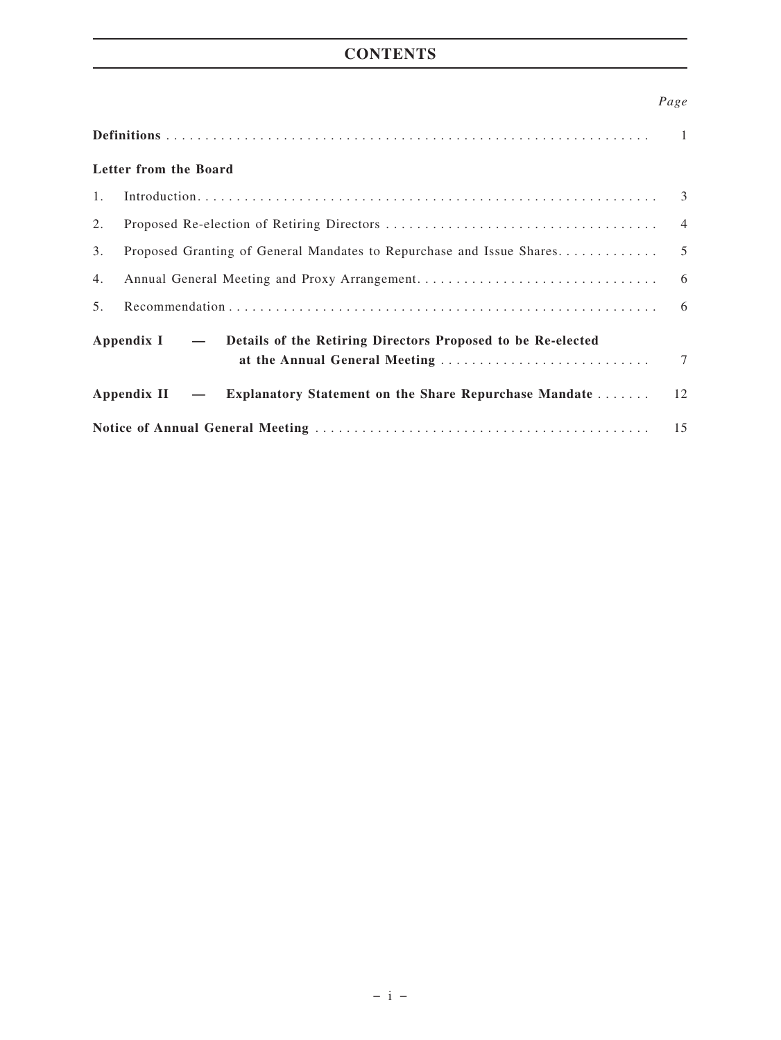# CONTENTS

| | Page |
|---|---|
| **Definitions** | 1 |
| **Letter from the Board** | |
| 1. Introduction | 3 |
| 2. Proposed Re-election of Retiring Directors | 4 |
| 3. Proposed Granting of General Mandates to Repurchase and Issue Shares | 5 |
| 4. Annual General Meeting and Proxy Arrangement | 6 |
| 5. Recommendation | 6 |
| **Appendix I — Details of the Retiring Directors Proposed to be Re-elected at the Annual General Meeting** | 7 |
| **Appendix II — Explanatory Statement on the Share Repurchase Mandate** | 12 |
| **Notice of Annual General Meeting** | 15 |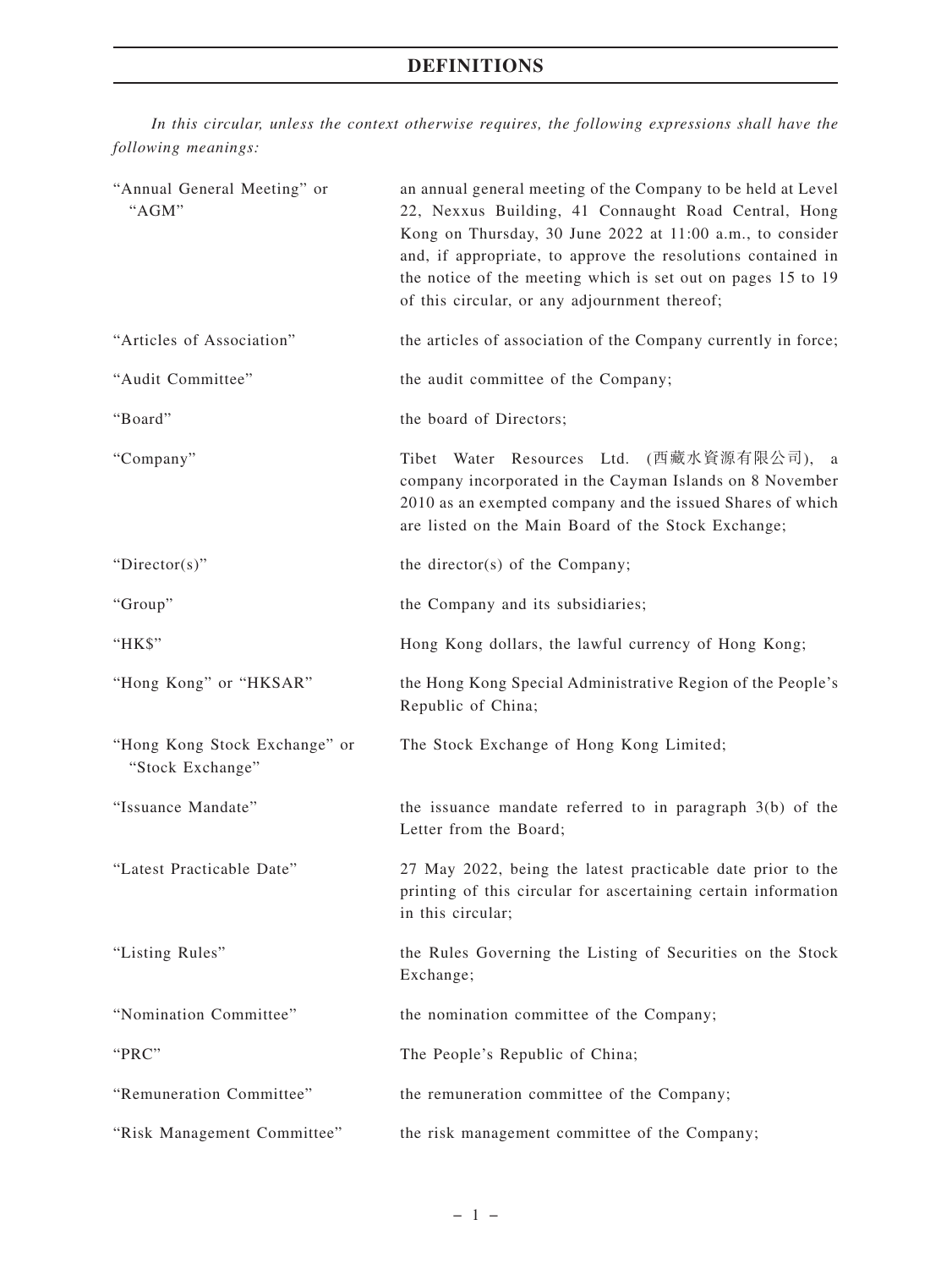# DEFINITIONS

*In this circular, unless the context otherwise requires, the following expressions shall have the following meanings:*

| | |
|---|---|
| "Annual General Meeting" or "AGM" | an annual general meeting of the Company to be held at Level 22, Nexxus Building, 41 Connaught Road Central, Hong Kong on Thursday, 30 June 2022 at 11:00 a.m., to consider and, if appropriate, to approve the resolutions contained in the notice of the meeting which is set out on pages 15 to 19 of this circular, or any adjournment thereof; |
| "Articles of Association" | the articles of association of the Company currently in force; |
| "Audit Committee" | the audit committee of the Company; |
| "Board" | the board of Directors; |
| "Company" | Tibet Water Resources Ltd. (西藏水資源有限公司), a company incorporated in the Cayman Islands on 8 November 2010 as an exempted company and the issued Shares of which are listed on the Main Board of the Stock Exchange; |
| "Director(s)" | the director(s) of the Company; |
| "Group" | the Company and its subsidiaries; |
| "HK$" | Hong Kong dollars, the lawful currency of Hong Kong; |
| "Hong Kong" or "HKSAR" | the Hong Kong Special Administrative Region of the People's Republic of China; |
| "Hong Kong Stock Exchange" or "Stock Exchange" | The Stock Exchange of Hong Kong Limited; |
| "Issuance Mandate" | the issuance mandate referred to in paragraph 3(b) of the Letter from the Board; |
| "Latest Practicable Date" | 27 May 2022, being the latest practicable date prior to the printing of this circular for ascertaining certain information in this circular; |
| "Listing Rules" | the Rules Governing the Listing of Securities on the Stock Exchange; |
| "Nomination Committee" | the nomination committee of the Company; |
| "PRC" | The People's Republic of China; |
| "Remuneration Committee" | the remuneration committee of the Company; |
| "Risk Management Committee" | the risk management committee of the Company; |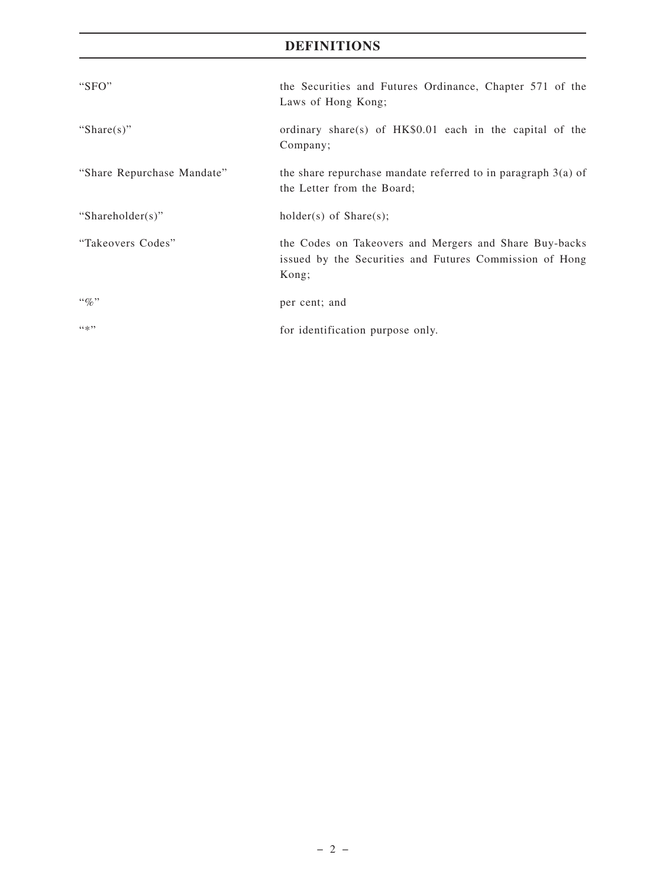# DEFINITIONS

| | |
|---|---|
| "SFO" | the Securities and Futures Ordinance, Chapter 571 of the Laws of Hong Kong; |
| "Share(s)" | ordinary share(s) of HK$0.01 each in the capital of the Company; |
| "Share Repurchase Mandate" | the share repurchase mandate referred to in paragraph 3(a) of the Letter from the Board; |
| "Shareholder(s)" | holder(s) of Share(s); |
| "Takeovers Codes" | the Codes on Takeovers and Mergers and Share Buy-backs issued by the Securities and Futures Commission of Hong Kong; |
| "%" | per cent; and |
| "*" | for identification purpose only. |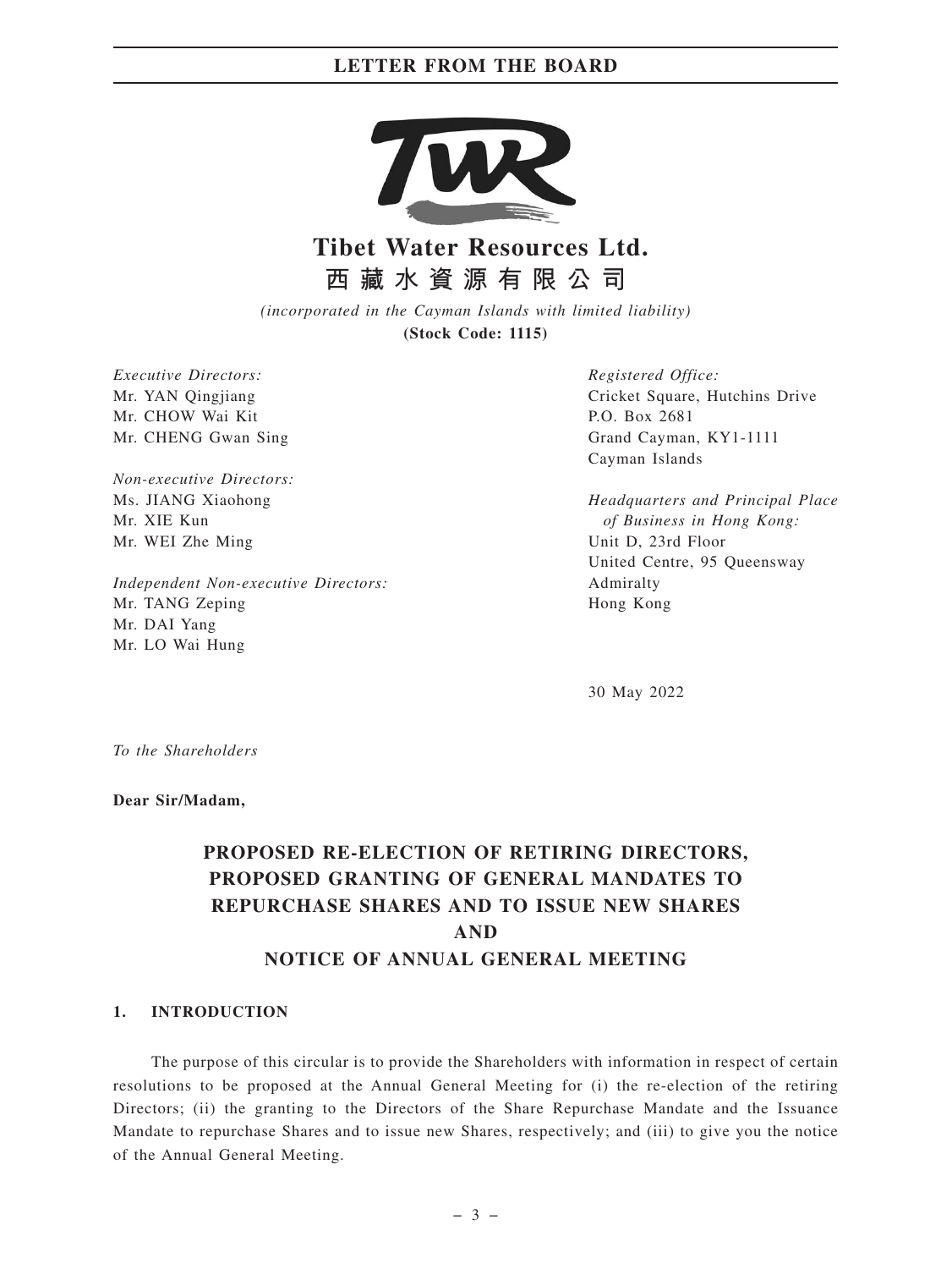# Tibet Water Resources Ltd.

# 西藏水資源有限公司

*(incorporated in the Cayman Islands with limited liability)*

**(Stock Code: 1115)**

*Executive Directors:*
Mr. YAN Qingjiang
Mr. CHOW Wai Kit
Mr. CHENG Gwan Sing

*Non-executive Directors:*
Ms. JIANG Xiaohong
Mr. XIE Kun
Mr. WEI Zhe Ming

*Independent Non-executive Directors:*
Mr. TANG Zeping
Mr. DAI Yang
Mr. LO Wai Hung

*Registered Office:*
Cricket Square, Hutchins Drive
P.O. Box 2681
Grand Cayman, KY1-1111
Cayman Islands

*Headquarters and Principal Place of Business in Hong Kong:*
Unit D, 23rd Floor
United Centre, 95 Queensway
Admiralty
Hong Kong

30 May 2022

*To the Shareholders*

**Dear Sir/Madam,**

## PROPOSED RE-ELECTION OF RETIRING DIRECTORS, PROPOSED GRANTING OF GENERAL MANDATES TO REPURCHASE SHARES AND TO ISSUE NEW SHARES AND NOTICE OF ANNUAL GENERAL MEETING

### 1. INTRODUCTION

The purpose of this circular is to provide the Shareholders with information in respect of certain resolutions to be proposed at the Annual General Meeting for (i) the re-election of the retiring Directors; (ii) the granting to the Directors of the Share Repurchase Mandate and the Issuance Mandate to repurchase Shares and to issue new Shares, respectively; and (iii) to give you the notice of the Annual General Meeting.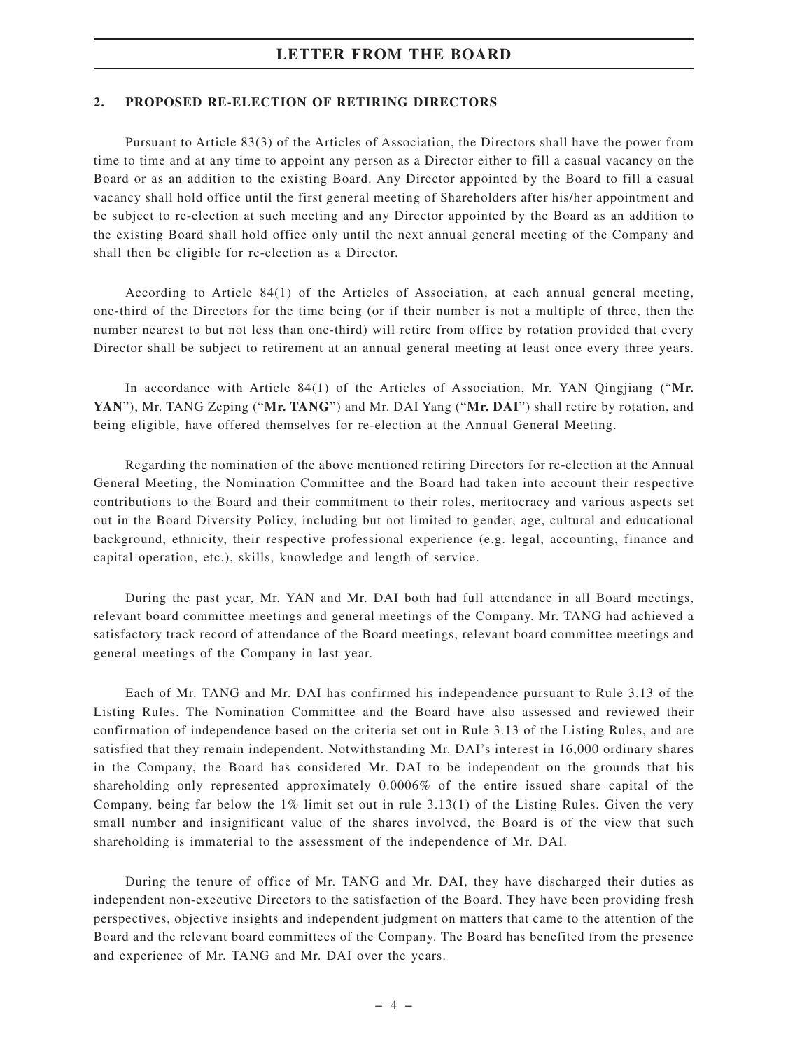## 2. PROPOSED RE-ELECTION OF RETIRING DIRECTORS

Pursuant to Article 83(3) of the Articles of Association, the Directors shall have the power from time to time and at any time to appoint any person as a Director either to fill a casual vacancy on the Board or as an addition to the existing Board. Any Director appointed by the Board to fill a casual vacancy shall hold office until the first general meeting of Shareholders after his/her appointment and be subject to re-election at such meeting and any Director appointed by the Board as an addition to the existing Board shall hold office only until the next annual general meeting of the Company and shall then be eligible for re-election as a Director.

According to Article 84(1) of the Articles of Association, at each annual general meeting, one-third of the Directors for the time being (or if their number is not a multiple of three, then the number nearest to but not less than one-third) will retire from office by rotation provided that every Director shall be subject to retirement at an annual general meeting at least once every three years.

In accordance with Article 84(1) of the Articles of Association, Mr. YAN Qingjiang ("**Mr. YAN**"), Mr. TANG Zeping ("**Mr. TANG**") and Mr. DAI Yang ("**Mr. DAI**") shall retire by rotation, and being eligible, have offered themselves for re-election at the Annual General Meeting.

Regarding the nomination of the above mentioned retiring Directors for re-election at the Annual General Meeting, the Nomination Committee and the Board had taken into account their respective contributions to the Board and their commitment to their roles, meritocracy and various aspects set out in the Board Diversity Policy, including but not limited to gender, age, cultural and educational background, ethnicity, their respective professional experience (e.g. legal, accounting, finance and capital operation, etc.), skills, knowledge and length of service.

During the past year, Mr. YAN and Mr. DAI both had full attendance in all Board meetings, relevant board committee meetings and general meetings of the Company. Mr. TANG had achieved a satisfactory track record of attendance of the Board meetings, relevant board committee meetings and general meetings of the Company in last year.

Each of Mr. TANG and Mr. DAI has confirmed his independence pursuant to Rule 3.13 of the Listing Rules. The Nomination Committee and the Board have also assessed and reviewed their confirmation of independence based on the criteria set out in Rule 3.13 of the Listing Rules, and are satisfied that they remain independent. Notwithstanding Mr. DAI's interest in 16,000 ordinary shares in the Company, the Board has considered Mr. DAI to be independent on the grounds that his shareholding only represented approximately 0.0006% of the entire issued share capital of the Company, being far below the 1% limit set out in rule 3.13(1) of the Listing Rules. Given the very small number and insignificant value of the shares involved, the Board is of the view that such shareholding is immaterial to the assessment of the independence of Mr. DAI.

During the tenure of office of Mr. TANG and Mr. DAI, they have discharged their duties as independent non-executive Directors to the satisfaction of the Board. They have been providing fresh perspectives, objective insights and independent judgment on matters that came to the attention of the Board and the relevant board committees of the Company. The Board has benefited from the presence and experience of Mr. TANG and Mr. DAI over the years.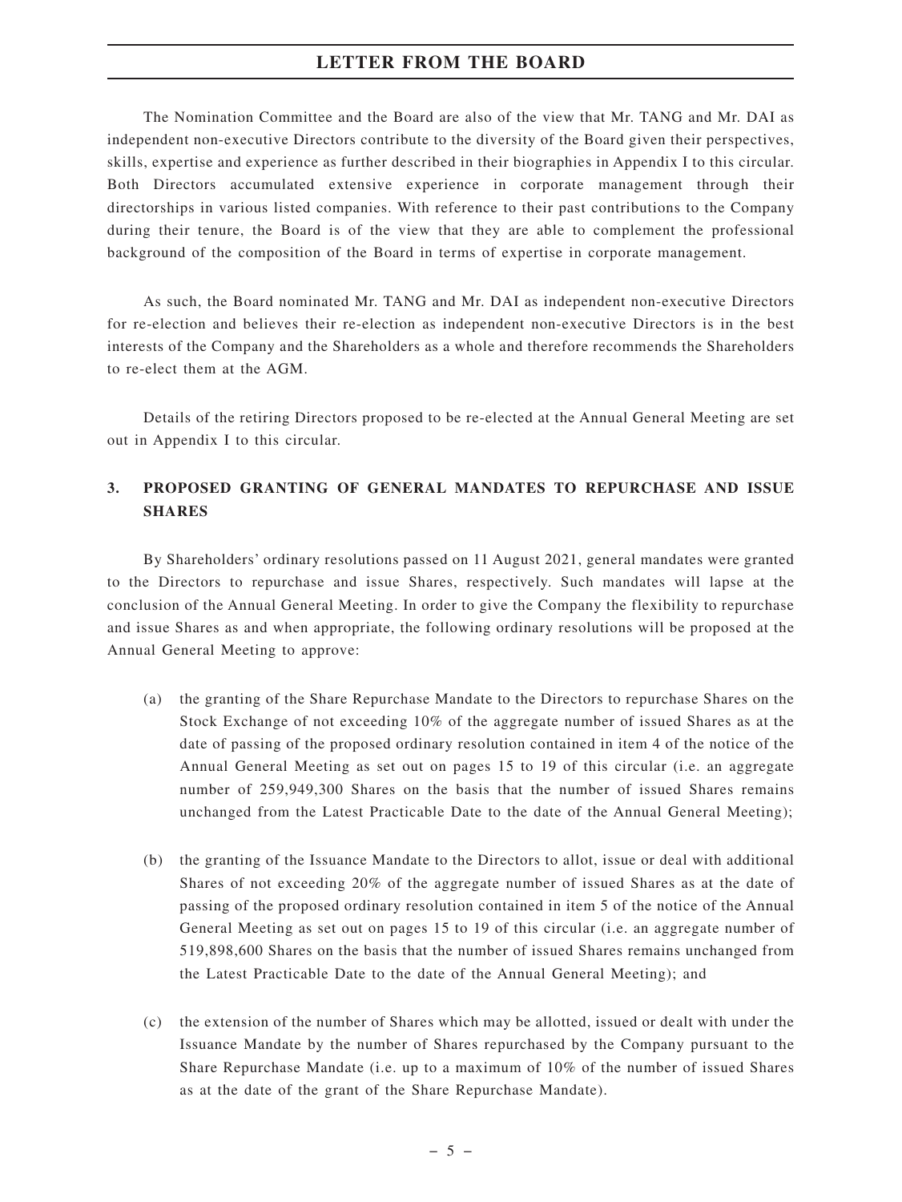The Nomination Committee and the Board are also of the view that Mr. TANG and Mr. DAI as independent non-executive Directors contribute to the diversity of the Board given their perspectives, skills, expertise and experience as further described in their biographies in Appendix I to this circular. Both Directors accumulated extensive experience in corporate management through their directorships in various listed companies. With reference to their past contributions to the Company during their tenure, the Board is of the view that they are able to complement the professional background of the composition of the Board in terms of expertise in corporate management.

As such, the Board nominated Mr. TANG and Mr. DAI as independent non-executive Directors for re-election and believes their re-election as independent non-executive Directors is in the best interests of the Company and the Shareholders as a whole and therefore recommends the Shareholders to re-elect them at the AGM.

Details of the retiring Directors proposed to be re-elected at the Annual General Meeting are set out in Appendix I to this circular.

## 3. PROPOSED GRANTING OF GENERAL MANDATES TO REPURCHASE AND ISSUE SHARES

By Shareholders' ordinary resolutions passed on 11 August 2021, general mandates were granted to the Directors to repurchase and issue Shares, respectively. Such mandates will lapse at the conclusion of the Annual General Meeting. In order to give the Company the flexibility to repurchase and issue Shares as and when appropriate, the following ordinary resolutions will be proposed at the Annual General Meeting to approve:

(a) the granting of the Share Repurchase Mandate to the Directors to repurchase Shares on the Stock Exchange of not exceeding 10% of the aggregate number of issued Shares as at the date of passing of the proposed ordinary resolution contained in item 4 of the notice of the Annual General Meeting as set out on pages 15 to 19 of this circular (i.e. an aggregate number of 259,949,300 Shares on the basis that the number of issued Shares remains unchanged from the Latest Practicable Date to the date of the Annual General Meeting);

(b) the granting of the Issuance Mandate to the Directors to allot, issue or deal with additional Shares of not exceeding 20% of the aggregate number of issued Shares as at the date of passing of the proposed ordinary resolution contained in item 5 of the notice of the Annual General Meeting as set out on pages 15 to 19 of this circular (i.e. an aggregate number of 519,898,600 Shares on the basis that the number of issued Shares remains unchanged from the Latest Practicable Date to the date of the Annual General Meeting); and

(c) the extension of the number of Shares which may be allotted, issued or dealt with under the Issuance Mandate by the number of Shares repurchased by the Company pursuant to the Share Repurchase Mandate (i.e. up to a maximum of 10% of the number of issued Shares as at the date of the grant of the Share Repurchase Mandate).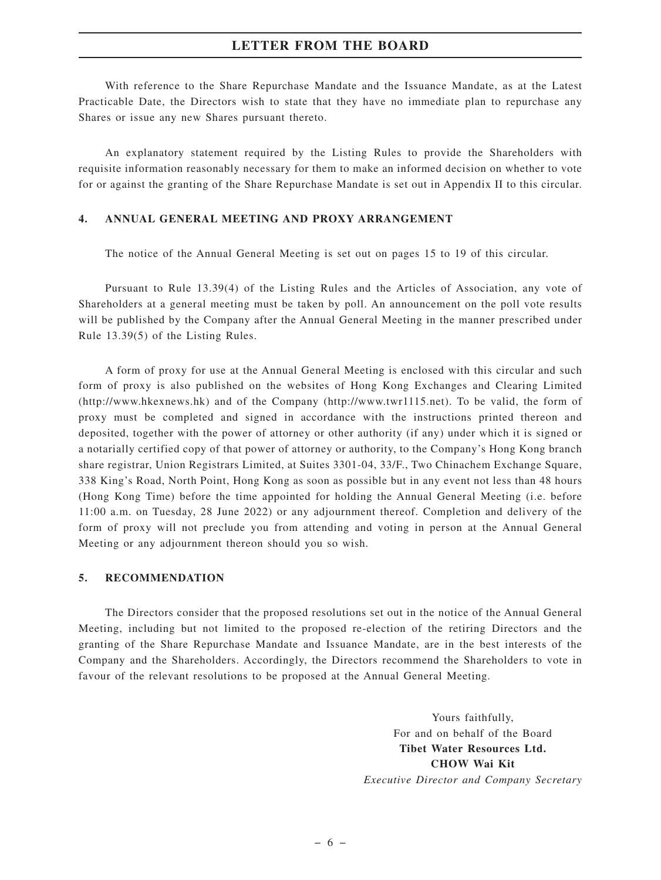With reference to the Share Repurchase Mandate and the Issuance Mandate, as at the Latest Practicable Date, the Directors wish to state that they have no immediate plan to repurchase any Shares or issue any new Shares pursuant thereto.

An explanatory statement required by the Listing Rules to provide the Shareholders with requisite information reasonably necessary for them to make an informed decision on whether to vote for or against the granting of the Share Repurchase Mandate is set out in Appendix II to this circular.

## 4. ANNUAL GENERAL MEETING AND PROXY ARRANGEMENT

The notice of the Annual General Meeting is set out on pages 15 to 19 of this circular.

Pursuant to Rule 13.39(4) of the Listing Rules and the Articles of Association, any vote of Shareholders at a general meeting must be taken by poll. An announcement on the poll vote results will be published by the Company after the Annual General Meeting in the manner prescribed under Rule 13.39(5) of the Listing Rules.

A form of proxy for use at the Annual General Meeting is enclosed with this circular and such form of proxy is also published on the websites of Hong Kong Exchanges and Clearing Limited (http://www.hkexnews.hk) and of the Company (http://www.twr1115.net). To be valid, the form of proxy must be completed and signed in accordance with the instructions printed thereon and deposited, together with the power of attorney or other authority (if any) under which it is signed or a notarially certified copy of that power of attorney or authority, to the Company's Hong Kong branch share registrar, Union Registrars Limited, at Suites 3301-04, 33/F., Two Chinachem Exchange Square, 338 King's Road, North Point, Hong Kong as soon as possible but in any event not less than 48 hours (Hong Kong Time) before the time appointed for holding the Annual General Meeting (i.e. before 11:00 a.m. on Tuesday, 28 June 2022) or any adjournment thereof. Completion and delivery of the form of proxy will not preclude you from attending and voting in person at the Annual General Meeting or any adjournment thereon should you so wish.

## 5. RECOMMENDATION

The Directors consider that the proposed resolutions set out in the notice of the Annual General Meeting, including but not limited to the proposed re-election of the retiring Directors and the granting of the Share Repurchase Mandate and Issuance Mandate, are in the best interests of the Company and the Shareholders. Accordingly, the Directors recommend the Shareholders to vote in favour of the relevant resolutions to be proposed at the Annual General Meeting.

Yours faithfully,
For and on behalf of the Board
**Tibet Water Resources Ltd.**
**CHOW Wai Kit**
*Executive Director and Company Secretary*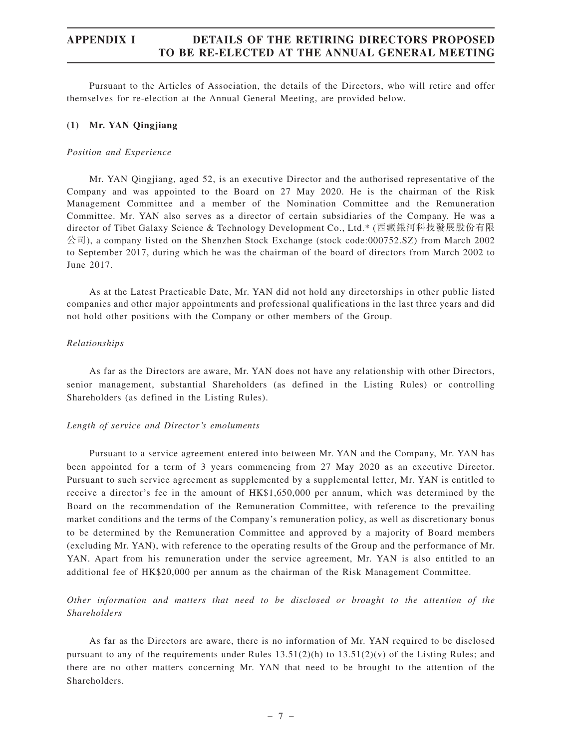# APPENDIX I DETAILS OF THE RETIRING DIRECTORS PROPOSED TO BE RE-ELECTED AT THE ANNUAL GENERAL MEETING

Pursuant to the Articles of Association, the details of the Directors, who will retire and offer themselves for re-election at the Annual General Meeting, are provided below.

## (1) Mr. YAN Qingjiang

*Position and Experience*

Mr. YAN Qingjiang, aged 52, is an executive Director and the authorised representative of the Company and was appointed to the Board on 27 May 2020. He is the chairman of the Risk Management Committee and a member of the Nomination Committee and the Remuneration Committee. Mr. YAN also serves as a director of certain subsidiaries of the Company. He was a director of Tibet Galaxy Science & Technology Development Co., Ltd.* (西藏銀河科技發展股份有限公司), a company listed on the Shenzhen Stock Exchange (stock code:000752.SZ) from March 2002 to September 2017, during which he was the chairman of the board of directors from March 2002 to June 2017.

As at the Latest Practicable Date, Mr. YAN did not hold any directorships in other public listed companies and other major appointments and professional qualifications in the last three years and did not hold other positions with the Company or other members of the Group.

*Relationships*

As far as the Directors are aware, Mr. YAN does not have any relationship with other Directors, senior management, substantial Shareholders (as defined in the Listing Rules) or controlling Shareholders (as defined in the Listing Rules).

*Length of service and Director's emoluments*

Pursuant to a service agreement entered into between Mr. YAN and the Company, Mr. YAN has been appointed for a term of 3 years commencing from 27 May 2020 as an executive Director. Pursuant to such service agreement as supplemented by a supplemental letter, Mr. YAN is entitled to receive a director's fee in the amount of HK$1,650,000 per annum, which was determined by the Board on the recommendation of the Remuneration Committee, with reference to the prevailing market conditions and the terms of the Company's remuneration policy, as well as discretionary bonus to be determined by the Remuneration Committee and approved by a majority of Board members (excluding Mr. YAN), with reference to the operating results of the Group and the performance of Mr. YAN. Apart from his remuneration under the service agreement, Mr. YAN is also entitled to an additional fee of HK$20,000 per annum as the chairman of the Risk Management Committee.

*Other information and matters that need to be disclosed or brought to the attention of the Shareholders*

As far as the Directors are aware, there is no information of Mr. YAN required to be disclosed pursuant to any of the requirements under Rules 13.51(2)(h) to 13.51(2)(v) of the Listing Rules; and there are no other matters concerning Mr. YAN that need to be brought to the attention of the Shareholders.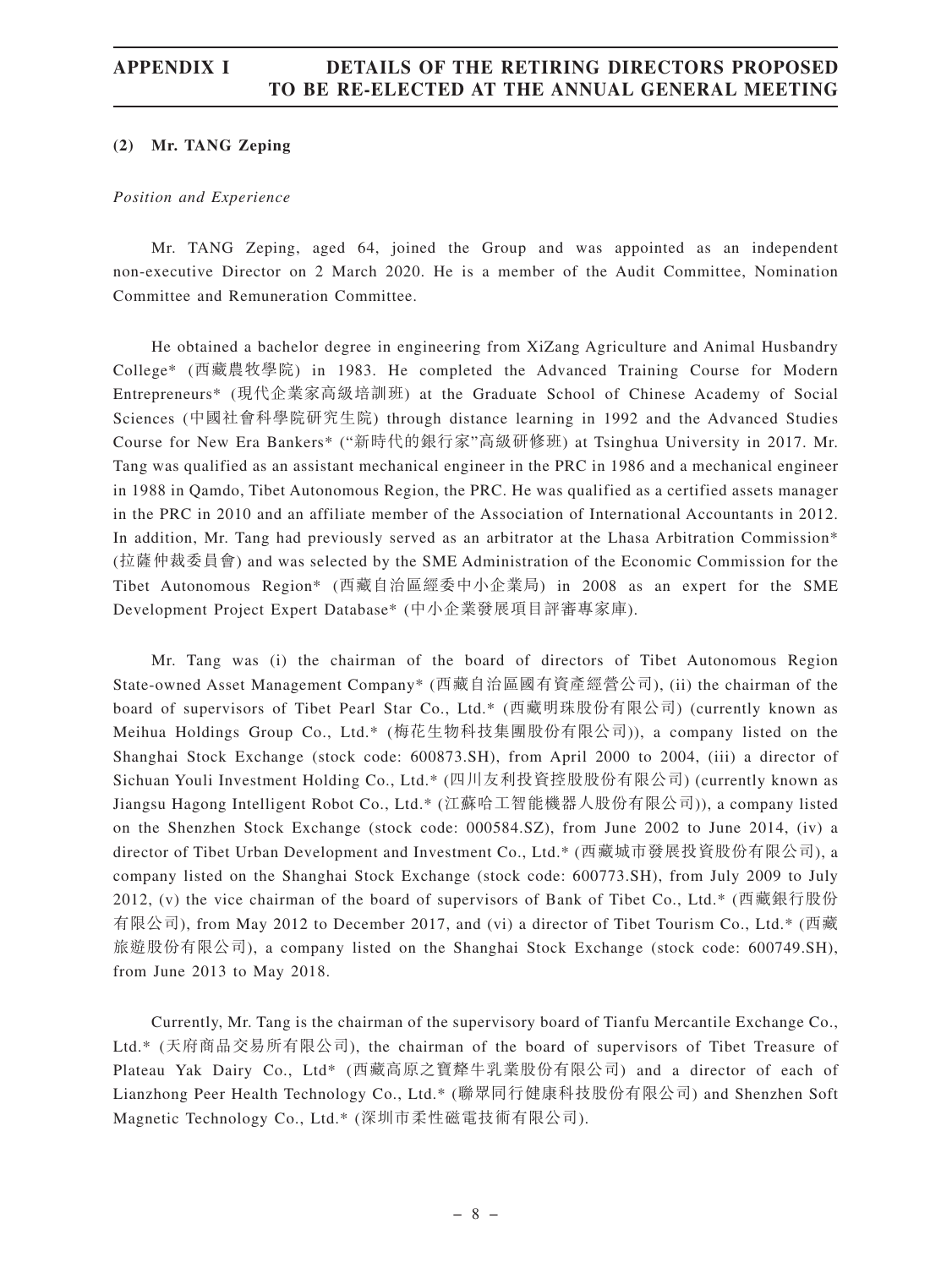**(2) Mr. TANG Zeping**

*Position and Experience*

Mr. TANG Zeping, aged 64, joined the Group and was appointed as an independent non-executive Director on 2 March 2020. He is a member of the Audit Committee, Nomination Committee and Remuneration Committee.

He obtained a bachelor degree in engineering from XiZang Agriculture and Animal Husbandry College* (西藏農牧學院) in 1983. He completed the Advanced Training Course for Modern Entrepreneurs* (現代企業家高級培訓班) at the Graduate School of Chinese Academy of Social Sciences (中國社會科學院研究生院) through distance learning in 1992 and the Advanced Studies Course for New Era Bankers* ("新時代的銀行家"高級研修班) at Tsinghua University in 2017. Mr. Tang was qualified as an assistant mechanical engineer in the PRC in 1986 and a mechanical engineer in 1988 in Qamdo, Tibet Autonomous Region, the PRC. He was qualified as a certified assets manager in the PRC in 2010 and an affiliate member of the Association of International Accountants in 2012. In addition, Mr. Tang had previously served as an arbitrator at the Lhasa Arbitration Commission* (拉薩仲裁委員會) and was selected by the SME Administration of the Economic Commission for the Tibet Autonomous Region* (西藏自治區經委中小企業局) in 2008 as an expert for the SME Development Project Expert Database* (中小企業發展項目評審專家庫).

Mr. Tang was (i) the chairman of the board of directors of Tibet Autonomous Region State-owned Asset Management Company* (西藏自治區國有資產經營公司), (ii) the chairman of the board of supervisors of Tibet Pearl Star Co., Ltd.* (西藏明珠股份有限公司) (currently known as Meihua Holdings Group Co., Ltd.* (梅花生物科技集團股份有限公司)), a company listed on the Shanghai Stock Exchange (stock code: 600873.SH), from April 2000 to 2004, (iii) a director of Sichuan Youli Investment Holding Co., Ltd.* (四川友利投資控股股份有限公司) (currently known as Jiangsu Hagong Intelligent Robot Co., Ltd.* (江蘇哈工智能機器人股份有限公司)), a company listed on the Shenzhen Stock Exchange (stock code: 000584.SZ), from June 2002 to June 2014, (iv) a director of Tibet Urban Development and Investment Co., Ltd.* (西藏城市發展投資股份有限公司), a company listed on the Shanghai Stock Exchange (stock code: 600773.SH), from July 2009 to July 2012, (v) the vice chairman of the board of supervisors of Bank of Tibet Co., Ltd.* (西藏銀行股份有限公司), from May 2012 to December 2017, and (vi) a director of Tibet Tourism Co., Ltd.* (西藏旅遊股份有限公司), a company listed on the Shanghai Stock Exchange (stock code: 600749.SH), from June 2013 to May 2018.

Currently, Mr. Tang is the chairman of the supervisory board of Tianfu Mercantile Exchange Co., Ltd.* (天府商品交易所有限公司), the chairman of the board of supervisors of Tibet Treasure of Plateau Yak Dairy Co., Ltd* (西藏高原之寶犛牛乳業股份有限公司) and a director of each of Lianzhong Peer Health Technology Co., Ltd.* (聯眾同行健康科技股份有限公司) and Shenzhen Soft Magnetic Technology Co., Ltd.* (深圳市柔性磁電技術有限公司).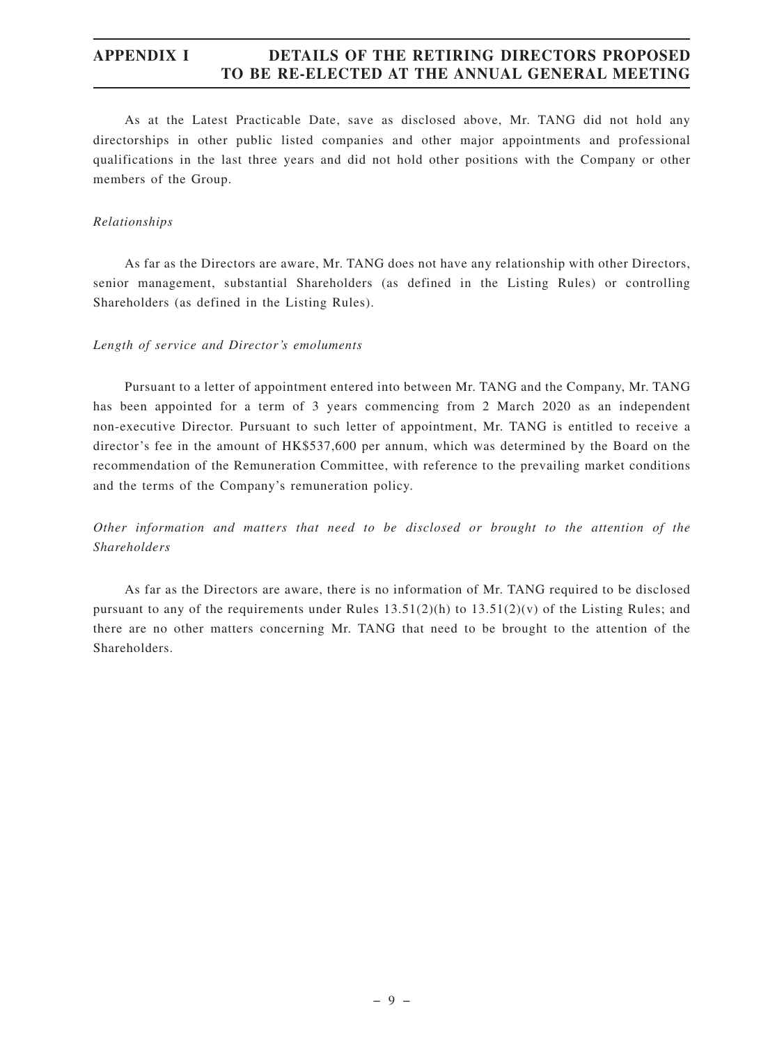As at the Latest Practicable Date, save as disclosed above, Mr. TANG did not hold any directorships in other public listed companies and other major appointments and professional qualifications in the last three years and did not hold other positions with the Company or other members of the Group.

*Relationships*

As far as the Directors are aware, Mr. TANG does not have any relationship with other Directors, senior management, substantial Shareholders (as defined in the Listing Rules) or controlling Shareholders (as defined in the Listing Rules).

*Length of service and Director's emoluments*

Pursuant to a letter of appointment entered into between Mr. TANG and the Company, Mr. TANG has been appointed for a term of 3 years commencing from 2 March 2020 as an independent non-executive Director. Pursuant to such letter of appointment, Mr. TANG is entitled to receive a director's fee in the amount of HK$537,600 per annum, which was determined by the Board on the recommendation of the Remuneration Committee, with reference to the prevailing market conditions and the terms of the Company's remuneration policy.

*Other information and matters that need to be disclosed or brought to the attention of the Shareholders*

As far as the Directors are aware, there is no information of Mr. TANG required to be disclosed pursuant to any of the requirements under Rules 13.51(2)(h) to 13.51(2)(v) of the Listing Rules; and there are no other matters concerning Mr. TANG that need to be brought to the attention of the Shareholders.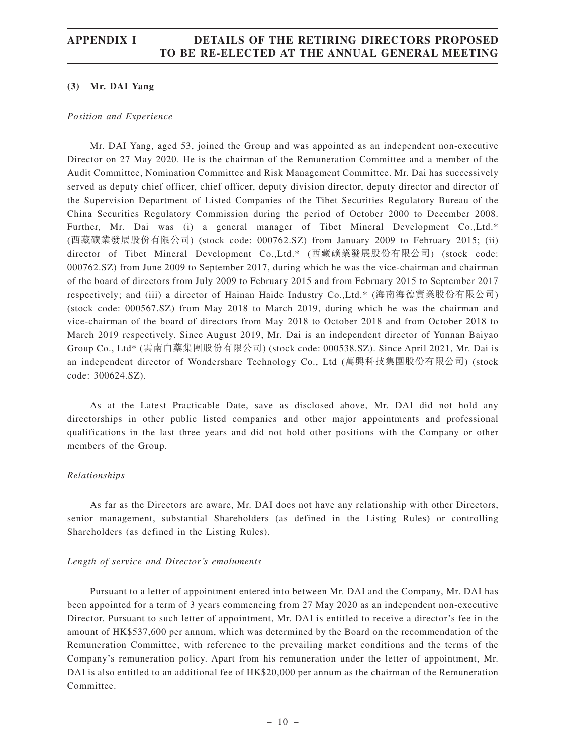### (3) Mr. DAI Yang

*Position and Experience*

Mr. DAI Yang, aged 53, joined the Group and was appointed as an independent non-executive Director on 27 May 2020. He is the chairman of the Remuneration Committee and a member of the Audit Committee, Nomination Committee and Risk Management Committee. Mr. Dai has successively served as deputy chief officer, chief officer, deputy division director, deputy director and director of the Supervision Department of Listed Companies of the Tibet Securities Regulatory Bureau of the China Securities Regulatory Commission during the period of October 2000 to December 2008. Further, Mr. Dai was (i) a general manager of Tibet Mineral Development Co.,Ltd.* (西藏礦業發展股份有限公司) (stock code: 000762.SZ) from January 2009 to February 2015; (ii) director of Tibet Mineral Development Co.,Ltd.* (西藏礦業發展股份有限公司) (stock code: 000762.SZ) from June 2009 to September 2017, during which he was the vice-chairman and chairman of the board of directors from July 2009 to February 2015 and from February 2015 to September 2017 respectively; and (iii) a director of Hainan Haide Industry Co.,Ltd.* (海南海德實業股份有限公司) (stock code: 000567.SZ) from May 2018 to March 2019, during which he was the chairman and vice-chairman of the board of directors from May 2018 to October 2018 and from October 2018 to March 2019 respectively. Since August 2019, Mr. Dai is an independent director of Yunnan Baiyao Group Co., Ltd* (雲南白藥集團股份有限公司) (stock code: 000538.SZ). Since April 2021, Mr. Dai is an independent director of Wondershare Technology Co., Ltd (萬興科技集團股份有限公司) (stock code: 300624.SZ).

As at the Latest Practicable Date, save as disclosed above, Mr. DAI did not hold any directorships in other public listed companies and other major appointments and professional qualifications in the last three years and did not hold other positions with the Company or other members of the Group.

*Relationships*

As far as the Directors are aware, Mr. DAI does not have any relationship with other Directors, senior management, substantial Shareholders (as defined in the Listing Rules) or controlling Shareholders (as defined in the Listing Rules).

*Length of service and Director's emoluments*

Pursuant to a letter of appointment entered into between Mr. DAI and the Company, Mr. DAI has been appointed for a term of 3 years commencing from 27 May 2020 as an independent non-executive Director. Pursuant to such letter of appointment, Mr. DAI is entitled to receive a director's fee in the amount of HK$537,600 per annum, which was determined by the Board on the recommendation of the Remuneration Committee, with reference to the prevailing market conditions and the terms of the Company's remuneration policy. Apart from his remuneration under the letter of appointment, Mr. DAI is also entitled to an additional fee of HK$20,000 per annum as the chairman of the Remuneration Committee.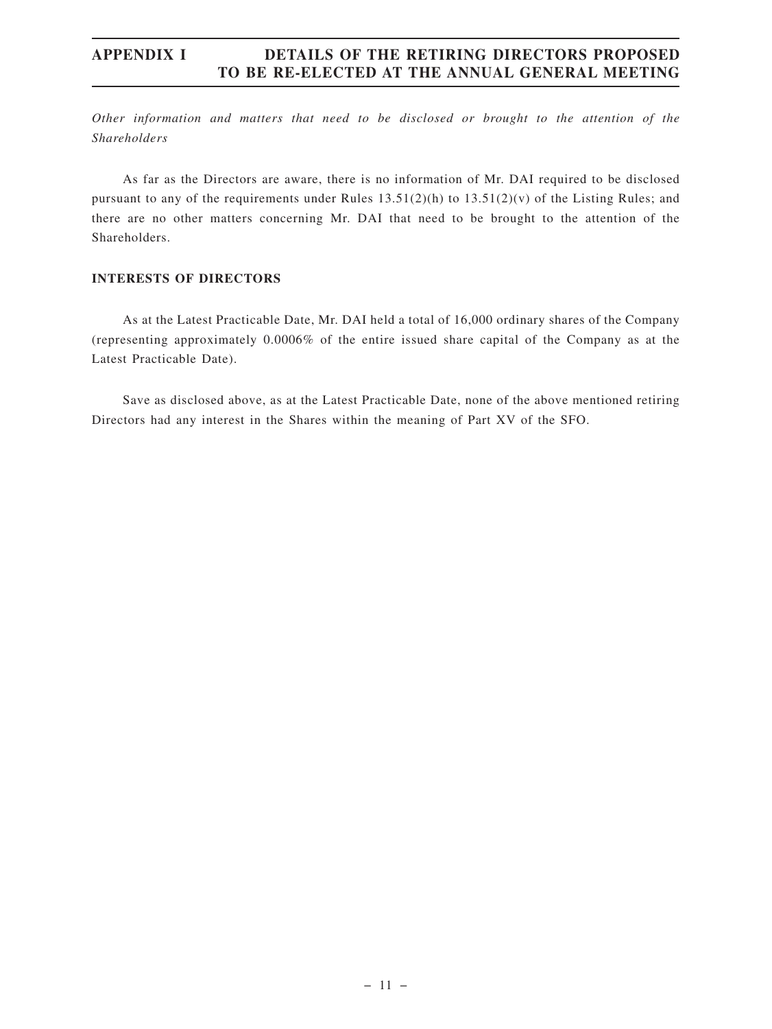*Other information and matters that need to be disclosed or brought to the attention of the Shareholders*

As far as the Directors are aware, there is no information of Mr. DAI required to be disclosed pursuant to any of the requirements under Rules 13.51(2)(h) to 13.51(2)(v) of the Listing Rules; and there are no other matters concerning Mr. DAI that need to be brought to the attention of the Shareholders.

**INTERESTS OF DIRECTORS**

As at the Latest Practicable Date, Mr. DAI held a total of 16,000 ordinary shares of the Company (representing approximately 0.0006% of the entire issued share capital of the Company as at the Latest Practicable Date).

Save as disclosed above, as at the Latest Practicable Date, none of the above mentioned retiring Directors had any interest in the Shares within the meaning of Part XV of the SFO.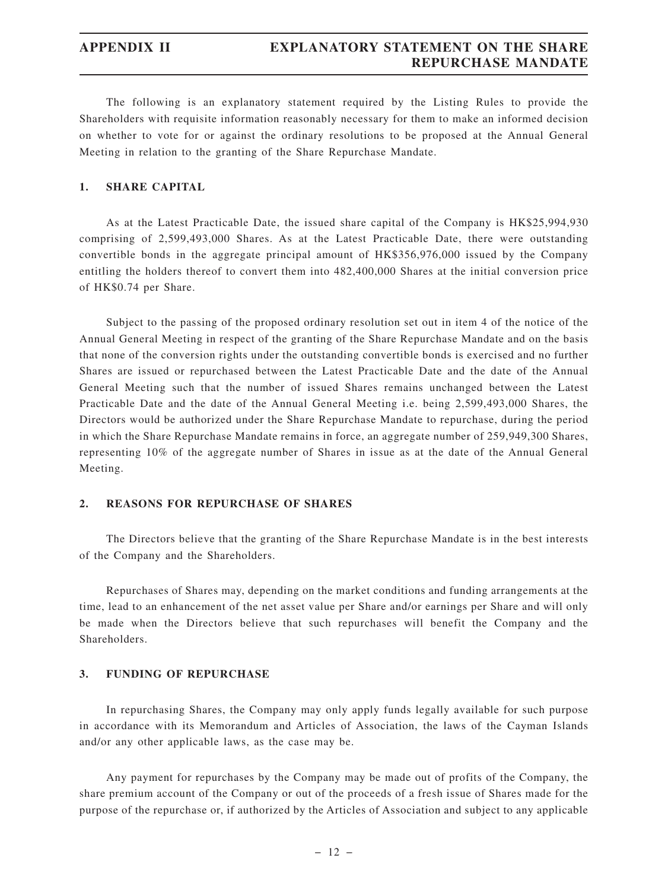# APPENDIX II EXPLANATORY STATEMENT ON THE SHARE REPURCHASE MANDATE

The following is an explanatory statement required by the Listing Rules to provide the Shareholders with requisite information reasonably necessary for them to make an informed decision on whether to vote for or against the ordinary resolutions to be proposed at the Annual General Meeting in relation to the granting of the Share Repurchase Mandate.

## 1. SHARE CAPITAL

As at the Latest Practicable Date, the issued share capital of the Company is HK$25,994,930 comprising of 2,599,493,000 Shares. As at the Latest Practicable Date, there were outstanding convertible bonds in the aggregate principal amount of HK$356,976,000 issued by the Company entitling the holders thereof to convert them into 482,400,000 Shares at the initial conversion price of HK$0.74 per Share.

Subject to the passing of the proposed ordinary resolution set out in item 4 of the notice of the Annual General Meeting in respect of the granting of the Share Repurchase Mandate and on the basis that none of the conversion rights under the outstanding convertible bonds is exercised and no further Shares are issued or repurchased between the Latest Practicable Date and the date of the Annual General Meeting such that the number of issued Shares remains unchanged between the Latest Practicable Date and the date of the Annual General Meeting i.e. being 2,599,493,000 Shares, the Directors would be authorized under the Share Repurchase Mandate to repurchase, during the period in which the Share Repurchase Mandate remains in force, an aggregate number of 259,949,300 Shares, representing 10% of the aggregate number of Shares in issue as at the date of the Annual General Meeting.

## 2. REASONS FOR REPURCHASE OF SHARES

The Directors believe that the granting of the Share Repurchase Mandate is in the best interests of the Company and the Shareholders.

Repurchases of Shares may, depending on the market conditions and funding arrangements at the time, lead to an enhancement of the net asset value per Share and/or earnings per Share and will only be made when the Directors believe that such repurchases will benefit the Company and the Shareholders.

## 3. FUNDING OF REPURCHASE

In repurchasing Shares, the Company may only apply funds legally available for such purpose in accordance with its Memorandum and Articles of Association, the laws of the Cayman Islands and/or any other applicable laws, as the case may be.

Any payment for repurchases by the Company may be made out of profits of the Company, the share premium account of the Company or out of the proceeds of a fresh issue of Shares made for the purpose of the repurchase or, if authorized by the Articles of Association and subject to any applicable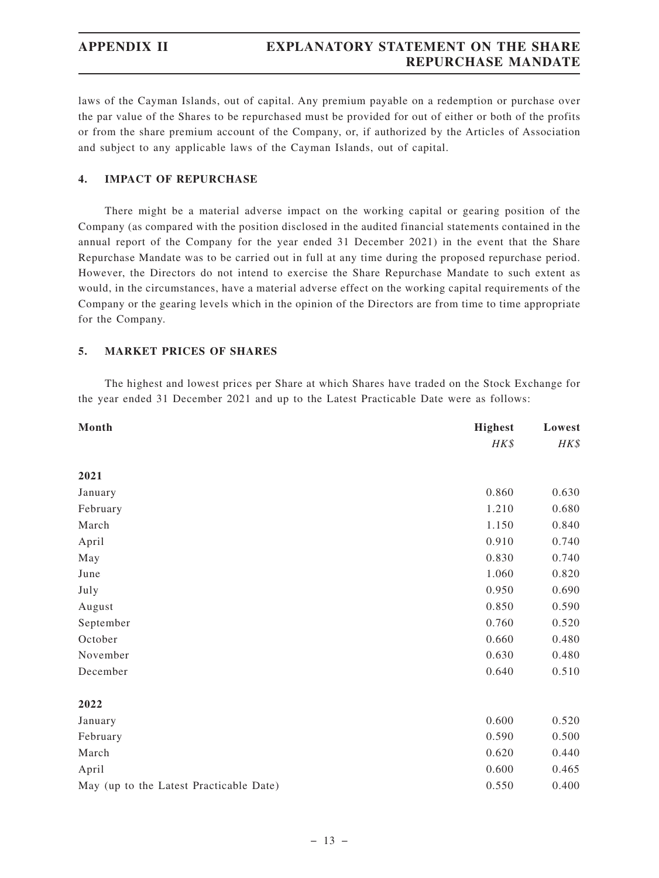laws of the Cayman Islands, out of capital. Any premium payable on a redemption or purchase over the par value of the Shares to be repurchased must be provided for out of either or both of the profits or from the share premium account of the Company, or, if authorized by the Articles of Association and subject to any applicable laws of the Cayman Islands, out of capital.

## 4. IMPACT OF REPURCHASE

There might be a material adverse impact on the working capital or gearing position of the Company (as compared with the position disclosed in the audited financial statements contained in the annual report of the Company for the year ended 31 December 2021) in the event that the Share Repurchase Mandate was to be carried out in full at any time during the proposed repurchase period. However, the Directors do not intend to exercise the Share Repurchase Mandate to such extent as would, in the circumstances, have a material adverse effect on the working capital requirements of the Company or the gearing levels which in the opinion of the Directors are from time to time appropriate for the Company.

## 5. MARKET PRICES OF SHARES

The highest and lowest prices per Share at which Shares have traded on the Stock Exchange for the year ended 31 December 2021 and up to the Latest Practicable Date were as follows:

| Month | Highest | Lowest |
|---|---|---|
| | *HK$* | *HK$* |
| **2021** | | |
| January | 0.860 | 0.630 |
| February | 1.210 | 0.680 |
| March | 1.150 | 0.840 |
| April | 0.910 | 0.740 |
| May | 0.830 | 0.740 |
| June | 1.060 | 0.820 |
| July | 0.950 | 0.690 |
| August | 0.850 | 0.590 |
| September | 0.760 | 0.520 |
| October | 0.660 | 0.480 |
| November | 0.630 | 0.480 |
| December | 0.640 | 0.510 |
| **2022** | | |
| January | 0.600 | 0.520 |
| February | 0.590 | 0.500 |
| March | 0.620 | 0.440 |
| April | 0.600 | 0.465 |
| May (up to the Latest Practicable Date) | 0.550 | 0.400 |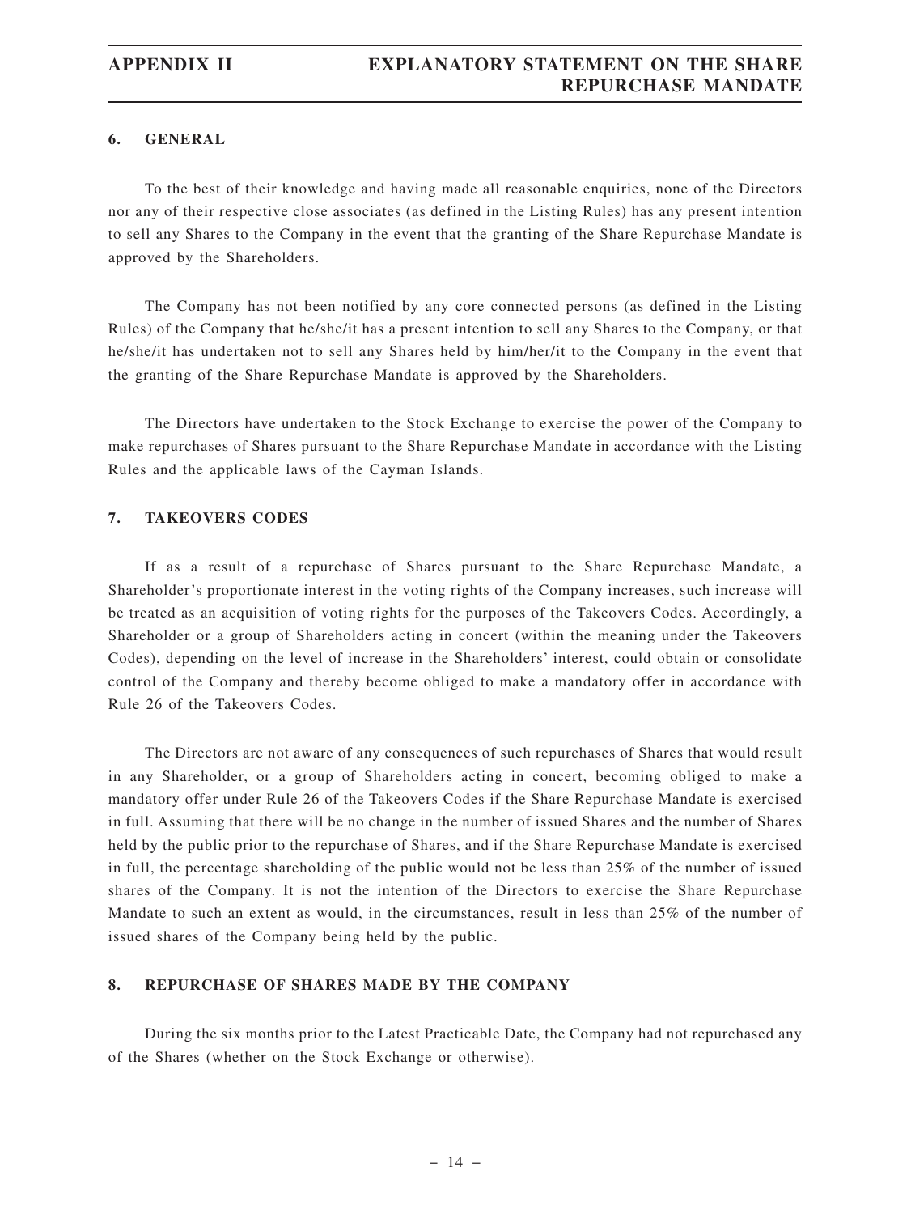## 6. GENERAL

To the best of their knowledge and having made all reasonable enquiries, none of the Directors nor any of their respective close associates (as defined in the Listing Rules) has any present intention to sell any Shares to the Company in the event that the granting of the Share Repurchase Mandate is approved by the Shareholders.

The Company has not been notified by any core connected persons (as defined in the Listing Rules) of the Company that he/she/it has a present intention to sell any Shares to the Company, or that he/she/it has undertaken not to sell any Shares held by him/her/it to the Company in the event that the granting of the Share Repurchase Mandate is approved by the Shareholders.

The Directors have undertaken to the Stock Exchange to exercise the power of the Company to make repurchases of Shares pursuant to the Share Repurchase Mandate in accordance with the Listing Rules and the applicable laws of the Cayman Islands.

## 7. TAKEOVERS CODES

If as a result of a repurchase of Shares pursuant to the Share Repurchase Mandate, a Shareholder's proportionate interest in the voting rights of the Company increases, such increase will be treated as an acquisition of voting rights for the purposes of the Takeovers Codes. Accordingly, a Shareholder or a group of Shareholders acting in concert (within the meaning under the Takeovers Codes), depending on the level of increase in the Shareholders' interest, could obtain or consolidate control of the Company and thereby become obliged to make a mandatory offer in accordance with Rule 26 of the Takeovers Codes.

The Directors are not aware of any consequences of such repurchases of Shares that would result in any Shareholder, or a group of Shareholders acting in concert, becoming obliged to make a mandatory offer under Rule 26 of the Takeovers Codes if the Share Repurchase Mandate is exercised in full. Assuming that there will be no change in the number of issued Shares and the number of Shares held by the public prior to the repurchase of Shares, and if the Share Repurchase Mandate is exercised in full, the percentage shareholding of the public would not be less than 25% of the number of issued shares of the Company. It is not the intention of the Directors to exercise the Share Repurchase Mandate to such an extent as would, in the circumstances, result in less than 25% of the number of issued shares of the Company being held by the public.

## 8. REPURCHASE OF SHARES MADE BY THE COMPANY

During the six months prior to the Latest Practicable Date, the Company had not repurchased any of the Shares (whether on the Stock Exchange or otherwise).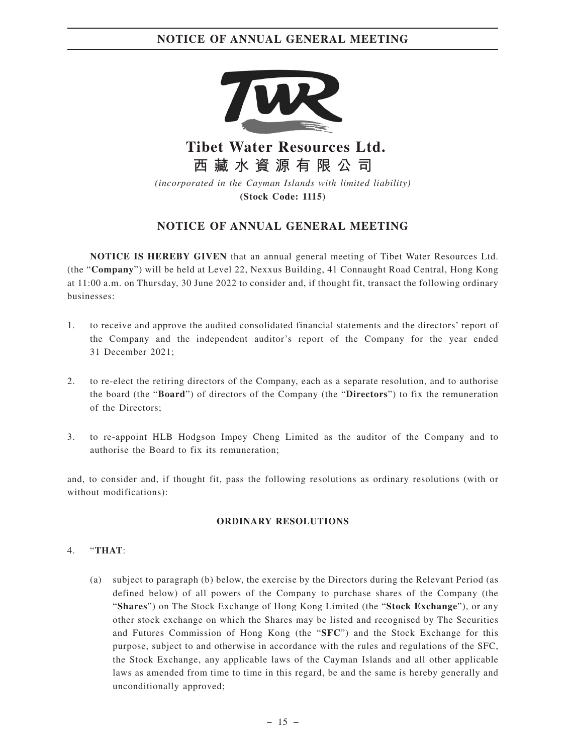# Tibet Water Resources Ltd.

# 西藏水資源有限公司

*(incorporated in the Cayman Islands with limited liability)*

**(Stock Code: 1115)**

## NOTICE OF ANNUAL GENERAL MEETING

**NOTICE IS HEREBY GIVEN** that an annual general meeting of Tibet Water Resources Ltd. (the "**Company**") will be held at Level 22, Nexxus Building, 41 Connaught Road Central, Hong Kong at 11:00 a.m. on Thursday, 30 June 2022 to consider and, if thought fit, transact the following ordinary businesses:

1. to receive and approve the audited consolidated financial statements and the directors' report of the Company and the independent auditor's report of the Company for the year ended 31 December 2021;

2. to re-elect the retiring directors of the Company, each as a separate resolution, and to authorise the board (the "**Board**") of directors of the Company (the "**Directors**") to fix the remuneration of the Directors;

3. to re-appoint HLB Hodgson Impey Cheng Limited as the auditor of the Company and to authorise the Board to fix its remuneration;

and, to consider and, if thought fit, pass the following resolutions as ordinary resolutions (with or without modifications):

**ORDINARY RESOLUTIONS**

4. "**THAT**:

   (a) subject to paragraph (b) below, the exercise by the Directors during the Relevant Period (as defined below) of all powers of the Company to purchase shares of the Company (the "**Shares**") on The Stock Exchange of Hong Kong Limited (the "**Stock Exchange**"), or any other stock exchange on which the Shares may be listed and recognised by The Securities and Futures Commission of Hong Kong (the "**SFC**") and the Stock Exchange for this purpose, subject to and otherwise in accordance with the rules and regulations of the SFC, the Stock Exchange, any applicable laws of the Cayman Islands and all other applicable laws as amended from time to time in this regard, be and the same is hereby generally and unconditionally approved;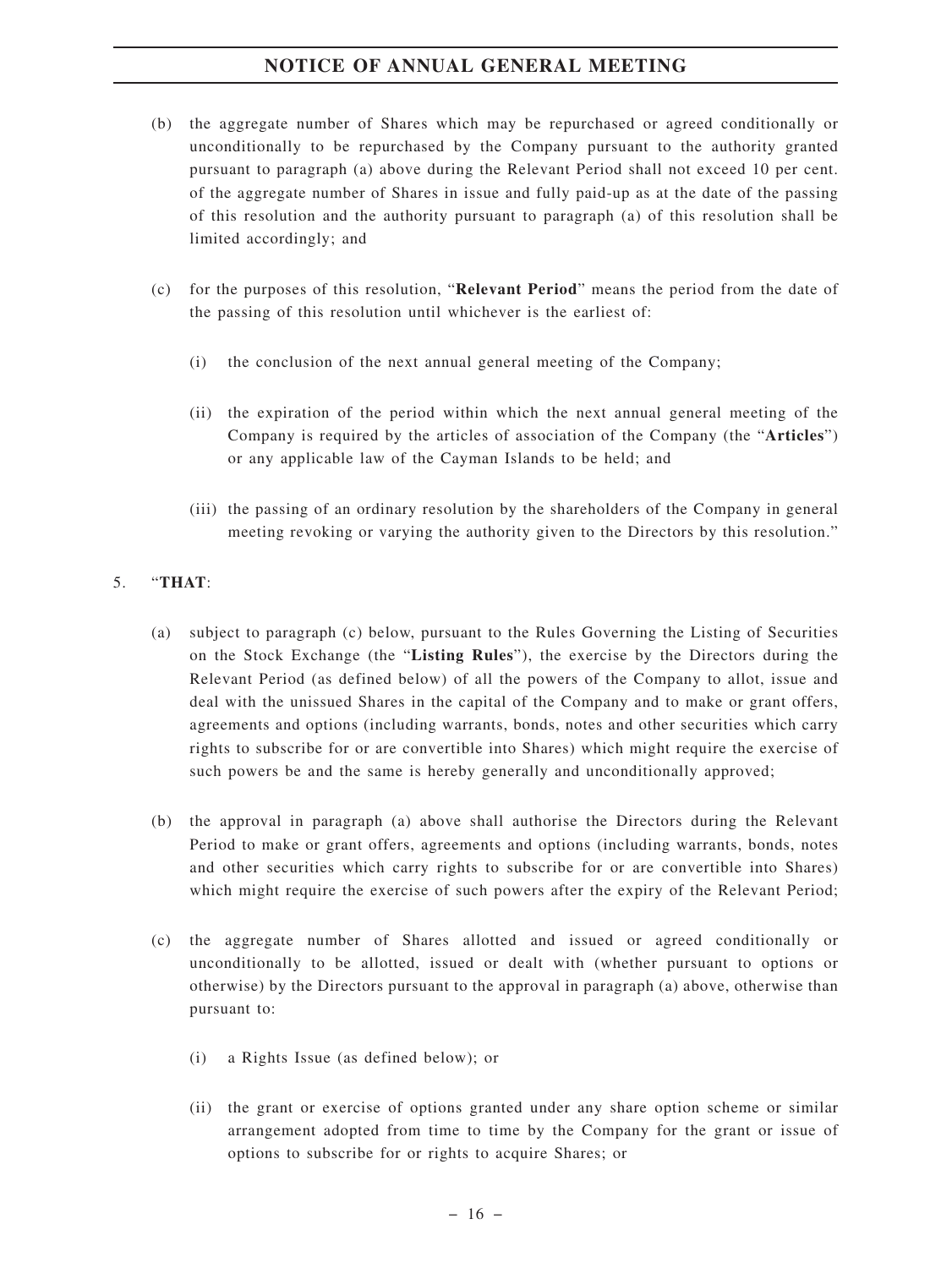(b) the aggregate number of Shares which may be repurchased or agreed conditionally or unconditionally to be repurchased by the Company pursuant to the authority granted pursuant to paragraph (a) above during the Relevant Period shall not exceed 10 per cent. of the aggregate number of Shares in issue and fully paid-up as at the date of the passing of this resolution and the authority pursuant to paragraph (a) of this resolution shall be limited accordingly; and

(c) for the purposes of this resolution, "**Relevant Period**" means the period from the date of the passing of this resolution until whichever is the earliest of:

(i) the conclusion of the next annual general meeting of the Company;

(ii) the expiration of the period within which the next annual general meeting of the Company is required by the articles of association of the Company (the "**Articles**") or any applicable law of the Cayman Islands to be held; and

(iii) the passing of an ordinary resolution by the shareholders of the Company in general meeting revoking or varying the authority given to the Directors by this resolution."

5. "**THAT**:

(a) subject to paragraph (c) below, pursuant to the Rules Governing the Listing of Securities on the Stock Exchange (the "**Listing Rules**"), the exercise by the Directors during the Relevant Period (as defined below) of all the powers of the Company to allot, issue and deal with the unissued Shares in the capital of the Company and to make or grant offers, agreements and options (including warrants, bonds, notes and other securities which carry rights to subscribe for or are convertible into Shares) which might require the exercise of such powers be and the same is hereby generally and unconditionally approved;

(b) the approval in paragraph (a) above shall authorise the Directors during the Relevant Period to make or grant offers, agreements and options (including warrants, bonds, notes and other securities which carry rights to subscribe for or are convertible into Shares) which might require the exercise of such powers after the expiry of the Relevant Period;

(c) the aggregate number of Shares allotted and issued or agreed conditionally or unconditionally to be allotted, issued or dealt with (whether pursuant to options or otherwise) by the Directors pursuant to the approval in paragraph (a) above, otherwise than pursuant to:

(i) a Rights Issue (as defined below); or

(ii) the grant or exercise of options granted under any share option scheme or similar arrangement adopted from time to time by the Company for the grant or issue of options to subscribe for or rights to acquire Shares; or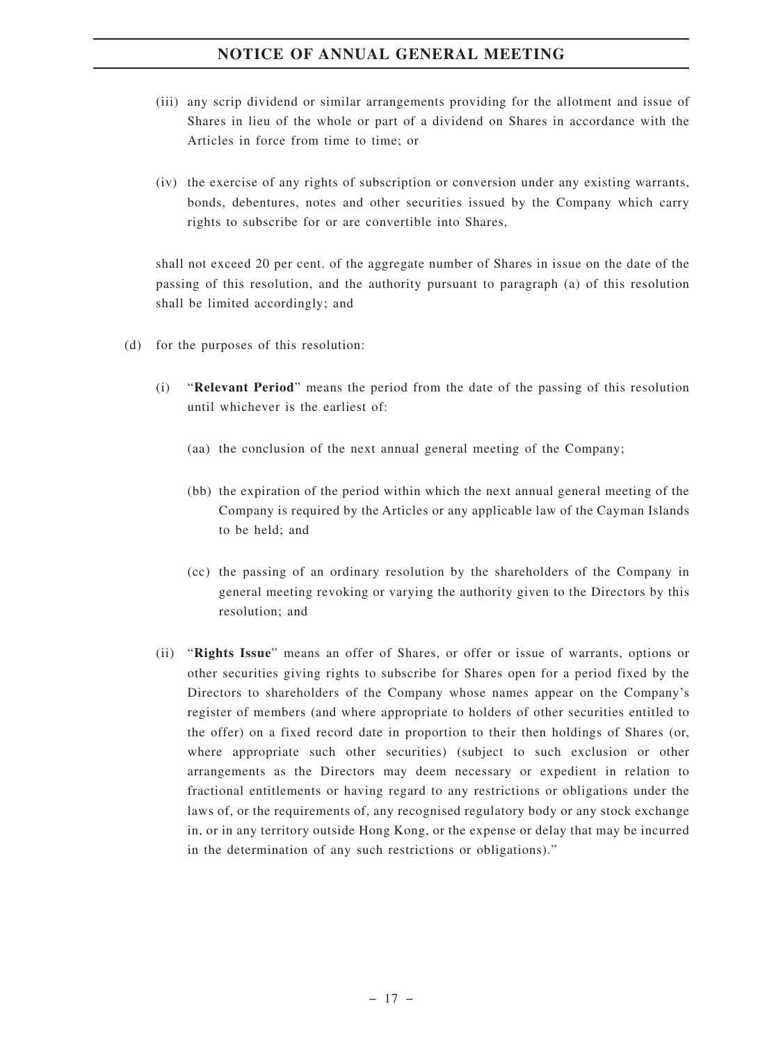(iii) any scrip dividend or similar arrangements providing for the allotment and issue of Shares in lieu of the whole or part of a dividend on Shares in accordance with the Articles in force from time to time; or

(iv) the exercise of any rights of subscription or conversion under any existing warrants, bonds, debentures, notes and other securities issued by the Company which carry rights to subscribe for or are convertible into Shares,

shall not exceed 20 per cent. of the aggregate number of Shares in issue on the date of the passing of this resolution, and the authority pursuant to paragraph (a) of this resolution shall be limited accordingly; and

(d) for the purposes of this resolution:

(i) "**Relevant Period**" means the period from the date of the passing of this resolution until whichever is the earliest of:

(aa) the conclusion of the next annual general meeting of the Company;

(bb) the expiration of the period within which the next annual general meeting of the Company is required by the Articles or any applicable law of the Cayman Islands to be held; and

(cc) the passing of an ordinary resolution by the shareholders of the Company in general meeting revoking or varying the authority given to the Directors by this resolution; and

(ii) "**Rights Issue**" means an offer of Shares, or offer or issue of warrants, options or other securities giving rights to subscribe for Shares open for a period fixed by the Directors to shareholders of the Company whose names appear on the Company's register of members (and where appropriate to holders of other securities entitled to the offer) on a fixed record date in proportion to their then holdings of Shares (or, where appropriate such other securities) (subject to such exclusion or other arrangements as the Directors may deem necessary or expedient in relation to fractional entitlements or having regard to any restrictions or obligations under the laws of, or the requirements of, any recognised regulatory body or any stock exchange in, or in any territory outside Hong Kong, or the expense or delay that may be incurred in the determination of any such restrictions or obligations)."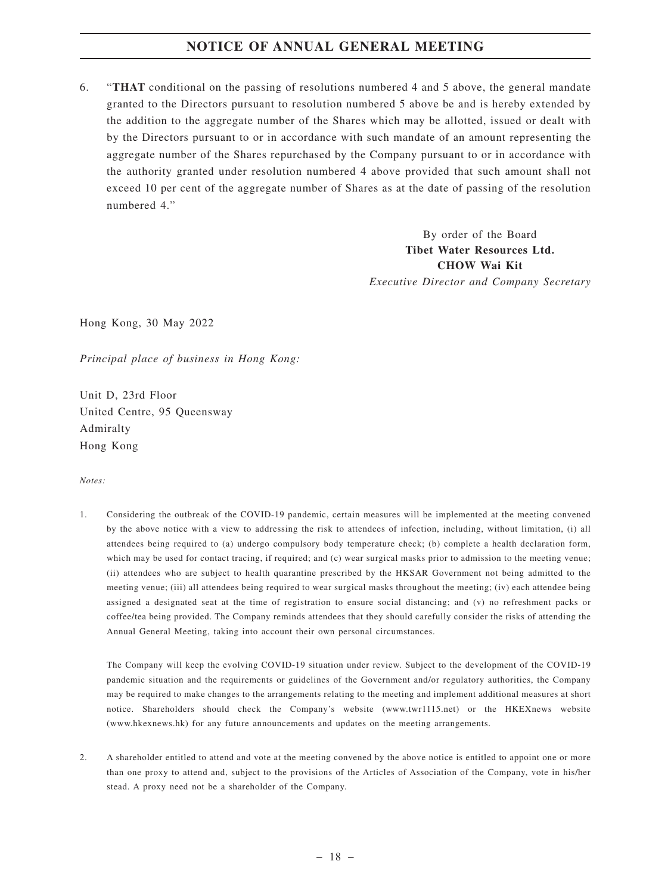6. "**THAT** conditional on the passing of resolutions numbered 4 and 5 above, the general mandate granted to the Directors pursuant to resolution numbered 5 above be and is hereby extended by the addition to the aggregate number of the Shares which may be allotted, issued or dealt with by the Directors pursuant to or in accordance with such mandate of an amount representing the aggregate number of the Shares repurchased by the Company pursuant to or in accordance with the authority granted under resolution numbered 4 above provided that such amount shall not exceed 10 per cent of the aggregate number of Shares as at the date of passing of the resolution numbered 4."

By order of the Board
**Tibet Water Resources Ltd.**
**CHOW Wai Kit**
*Executive Director and Company Secretary*

Hong Kong, 30 May 2022

*Principal place of business in Hong Kong:*

Unit D, 23rd Floor
United Centre, 95 Queensway
Admiralty
Hong Kong

*Notes:*

1. Considering the outbreak of the COVID-19 pandemic, certain measures will be implemented at the meeting convened by the above notice with a view to addressing the risk to attendees of infection, including, without limitation, (i) all attendees being required to (a) undergo compulsory body temperature check; (b) complete a health declaration form, which may be used for contact tracing, if required; and (c) wear surgical masks prior to admission to the meeting venue; (ii) attendees who are subject to health quarantine prescribed by the HKSAR Government not being admitted to the meeting venue; (iii) all attendees being required to wear surgical masks throughout the meeting; (iv) each attendee being assigned a designated seat at the time of registration to ensure social distancing; and (v) no refreshment packs or coffee/tea being provided. The Company reminds attendees that they should carefully consider the risks of attending the Annual General Meeting, taking into account their own personal circumstances.

   The Company will keep the evolving COVID-19 situation under review. Subject to the development of the COVID-19 pandemic situation and the requirements or guidelines of the Government and/or regulatory authorities, the Company may be required to make changes to the arrangements relating to the meeting and implement additional measures at short notice. Shareholders should check the Company's website (www.twr1115.net) or the HKEXnews website (www.hkexnews.hk) for any future announcements and updates on the meeting arrangements.

2. A shareholder entitled to attend and vote at the meeting convened by the above notice is entitled to appoint one or more than one proxy to attend and, subject to the provisions of the Articles of Association of the Company, vote in his/her stead. A proxy need not be a shareholder of the Company.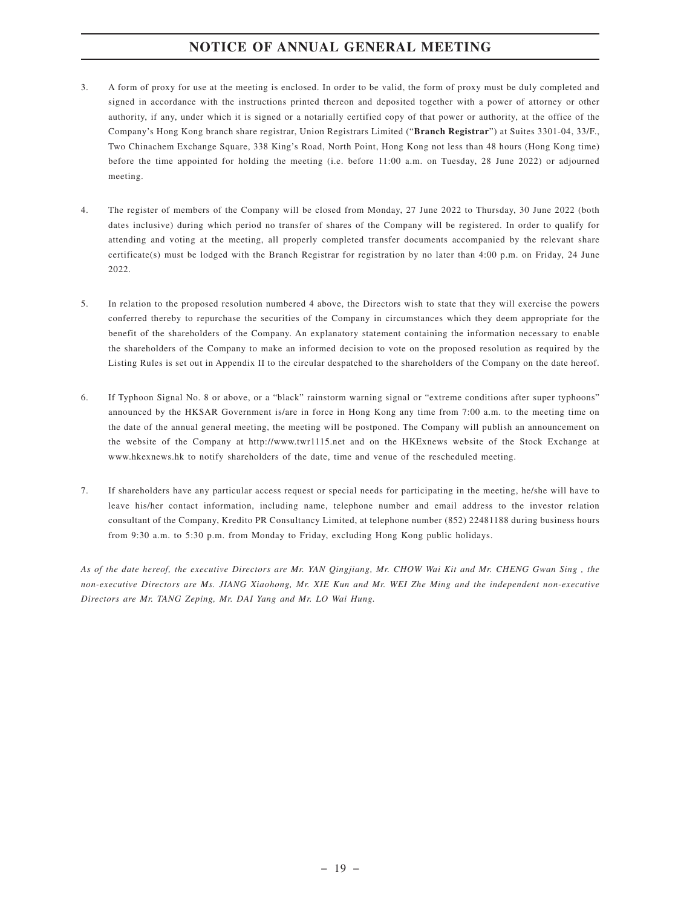3. A form of proxy for use at the meeting is enclosed. In order to be valid, the form of proxy must be duly completed and signed in accordance with the instructions printed thereon and deposited together with a power of attorney or other authority, if any, under which it is signed or a notarially certified copy of that power or authority, at the office of the Company's Hong Kong branch share registrar, Union Registrars Limited ("**Branch Registrar**") at Suites 3301-04, 33/F., Two Chinachem Exchange Square, 338 King's Road, North Point, Hong Kong not less than 48 hours (Hong Kong time) before the time appointed for holding the meeting (i.e. before 11:00 a.m. on Tuesday, 28 June 2022) or adjourned meeting.

4. The register of members of the Company will be closed from Monday, 27 June 2022 to Thursday, 30 June 2022 (both dates inclusive) during which period no transfer of shares of the Company will be registered. In order to qualify for attending and voting at the meeting, all properly completed transfer documents accompanied by the relevant share certificate(s) must be lodged with the Branch Registrar for registration by no later than 4:00 p.m. on Friday, 24 June 2022.

5. In relation to the proposed resolution numbered 4 above, the Directors wish to state that they will exercise the powers conferred thereby to repurchase the securities of the Company in circumstances which they deem appropriate for the benefit of the shareholders of the Company. An explanatory statement containing the information necessary to enable the shareholders of the Company to make an informed decision to vote on the proposed resolution as required by the Listing Rules is set out in Appendix II to the circular despatched to the shareholders of the Company on the date hereof.

6. If Typhoon Signal No. 8 or above, or a "black" rainstorm warning signal or "extreme conditions after super typhoons" announced by the HKSAR Government is/are in force in Hong Kong any time from 7:00 a.m. to the meeting time on the date of the annual general meeting, the meeting will be postponed. The Company will publish an announcement on the website of the Company at http://www.twr1115.net and on the HKExnews website of the Stock Exchange at www.hkexnews.hk to notify shareholders of the date, time and venue of the rescheduled meeting.

7. If shareholders have any particular access request or special needs for participating in the meeting, he/she will have to leave his/her contact information, including name, telephone number and email address to the investor relation consultant of the Company, Kredito PR Consultancy Limited, at telephone number (852) 22481188 during business hours from 9:30 a.m. to 5:30 p.m. from Monday to Friday, excluding Hong Kong public holidays.

*As of the date hereof, the executive Directors are Mr. YAN Qingjiang, Mr. CHOW Wai Kit and Mr. CHENG Gwan Sing , the non-executive Directors are Ms. JIANG Xiaohong, Mr. XIE Kun and Mr. WEI Zhe Ming and the independent non-executive Directors are Mr. TANG Zeping, Mr. DAI Yang and Mr. LO Wai Hung.*